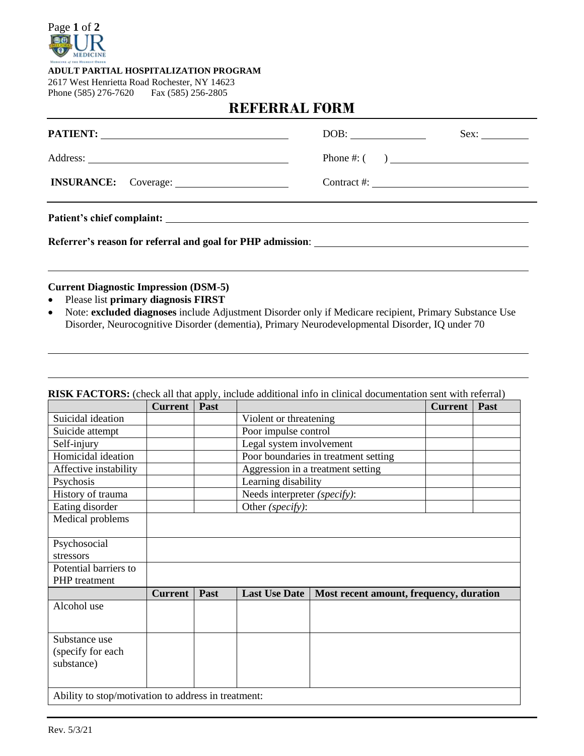**ADULT PARTIAL HOSPITALIZATION PROGRAM**
2617 West Henrietta Road Rochester, NY 14623
Phone (585) 276-7620 Fax (585) 256-2805

# REFERRAL FORM

**PATIENT:** ______________________________ DOB: ____________ Sex: ________

Address: ______________________________ Phone #: ( ) ____________________

**INSURANCE:** Coverage: __________________ Contract #: ______________________

**Patient's chief complaint:** ____________________________________________

**Referrer's reason for referral and goal for PHP admission**: ______________________

**Current Diagnostic Impression (DSM-5)**

- Please list **primary diagnosis FIRST**
- Note: **excluded diagnoses** include Adjustment Disorder only if Medicare recipient, Primary Substance Use Disorder, Neurocognitive Disorder (dementia), Primary Neurodevelopmental Disorder, IQ under 70

**RISK FACTORS:** (check all that apply, include additional info in clinical documentation sent with referral)

| | Current | Past | | Current | Past |
|---|---|---|---|---|---|
| Suicidal ideation | | | Violent or threatening | | |
| Suicide attempt | | | Poor impulse control | | |
| Self-injury | | | Legal system involvement | | |
| Homicidal ideation | | | Poor boundaries in treatment setting | | |
| Affective instability | | | Aggression in a treatment setting | | |
| Psychosis | | | Learning disability | | |
| History of trauma | | | Needs interpreter *(specify)*: | | |
| Eating disorder | | | Other *(specify)*: | | |
| Medical problems | | | | | |
| Psychosocial stressors | | | | | |
| Potential barriers to PHP treatment | | | | | |

| | Current | Past | Last Use Date | Most recent amount, frequency, duration |
|---|---|---|---|---|
| Alcohol use | | | | |
| Substance use (specify for each substance) | | | | |
| Ability to stop/motivation to address in treatment: | | | | |

Rev. 5/3/21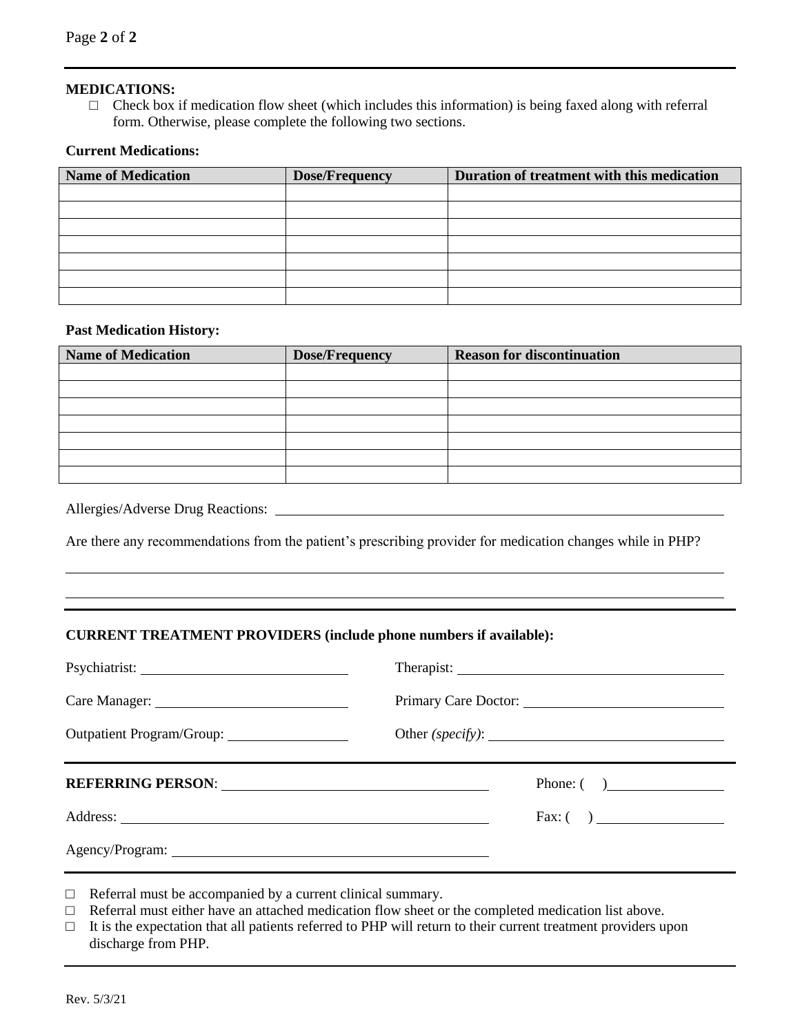**MEDICATIONS:**

☐ Check box if medication flow sheet (which includes this information) is being faxed along with referral form. Otherwise, please complete the following two sections.

**Current Medications:**

| Name of Medication | Dose/Frequency | Duration of treatment with this medication |
|---|---|---|
| | | |
| | | |
| | | |
| | | |
| | | |
| | | |
| | | |

**Past Medication History:**

| Name of Medication | Dose/Frequency | Reason for discontinuation |
|---|---|---|
| | | |
| | | |
| | | |
| | | |
| | | |
| | | |
| | | |

Allergies/Adverse Drug Reactions: ______________________________

Are there any recommendations from the patient's prescribing provider for medication changes while in PHP?

______________________________

______________________________

**CURRENT TREATMENT PROVIDERS (include phone numbers if available):**

Psychiatrist: ______________________________

Therapist: ______________________________

Care Manager: ______________________________

Primary Care Doctor: ______________________________

Outpatient Program/Group: ______________________________

Other *(specify)*: ______________________________

**REFERRING PERSON**: ______________________________

Phone: ( ) ______________________________

Address: ______________________________

Fax: ( ) ______________________________

Agency/Program: ______________________________

☐ Referral must be accompanied by a current clinical summary.

☐ Referral must either have an attached medication flow sheet or the completed medication list above.

☐ It is the expectation that all patients referred to PHP will return to their current treatment providers upon discharge from PHP.

Rev. 5/3/21